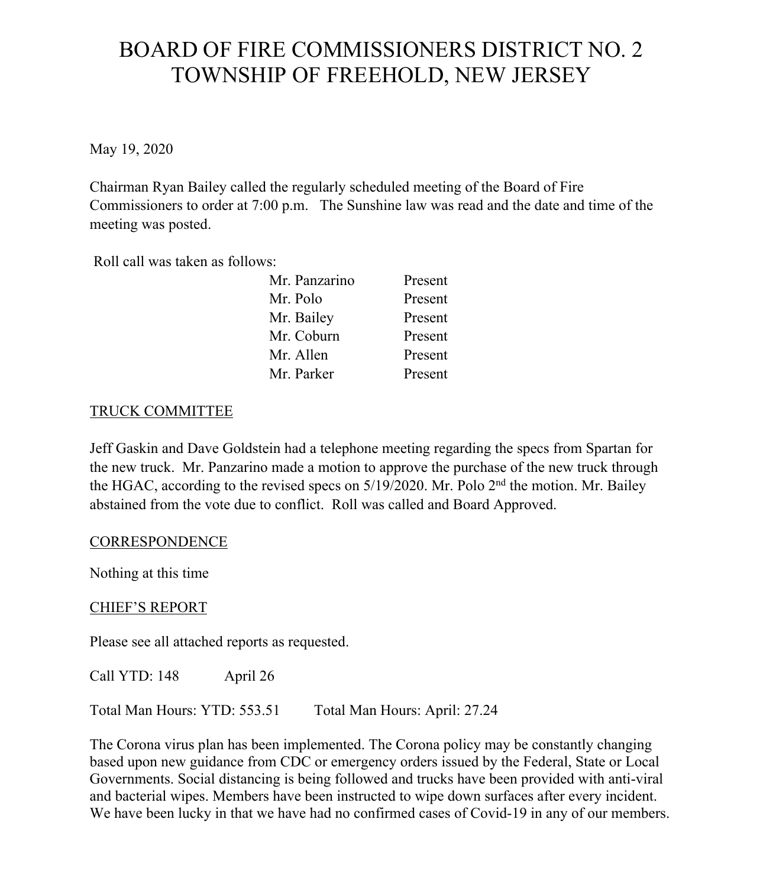# BOARD OF FIRE COMMISSIONERS DISTRICT NO. 2
# TOWNSHIP OF FREEHOLD, NEW JERSEY

May 19, 2020

Chairman Ryan Bailey called the regularly scheduled meeting of the Board of Fire Commissioners to order at 7:00 p.m. The Sunshine law was read and the date and time of the meeting was posted.

Roll call was taken as follows:

| | |
|---|---|
| Mr. Panzarino | Present |
| Mr. Polo | Present |
| Mr. Bailey | Present |
| Mr. Coburn | Present |
| Mr. Allen | Present |
| Mr. Parker | Present |

## TRUCK COMMITTEE

Jeff Gaskin and Dave Goldstein had a telephone meeting regarding the specs from Spartan for the new truck. Mr. Panzarino made a motion to approve the purchase of the new truck through the HGAC, according to the revised specs on 5/19/2020. Mr. Polo 2nd the motion. Mr. Bailey abstained from the vote due to conflict. Roll was called and Board Approved.

## CORRESPONDENCE

Nothing at this time

## CHIEF'S REPORT

Please see all attached reports as requested.

Call YTD: 148 April 26

Total Man Hours: YTD: 553.51 Total Man Hours: April: 27.24

The Corona virus plan has been implemented. The Corona policy may be constantly changing based upon new guidance from CDC or emergency orders issued by the Federal, State or Local Governments. Social distancing is being followed and trucks have been provided with anti-viral and bacterial wipes. Members have been instructed to wipe down surfaces after every incident. We have been lucky in that we have had no confirmed cases of Covid-19 in any of our members.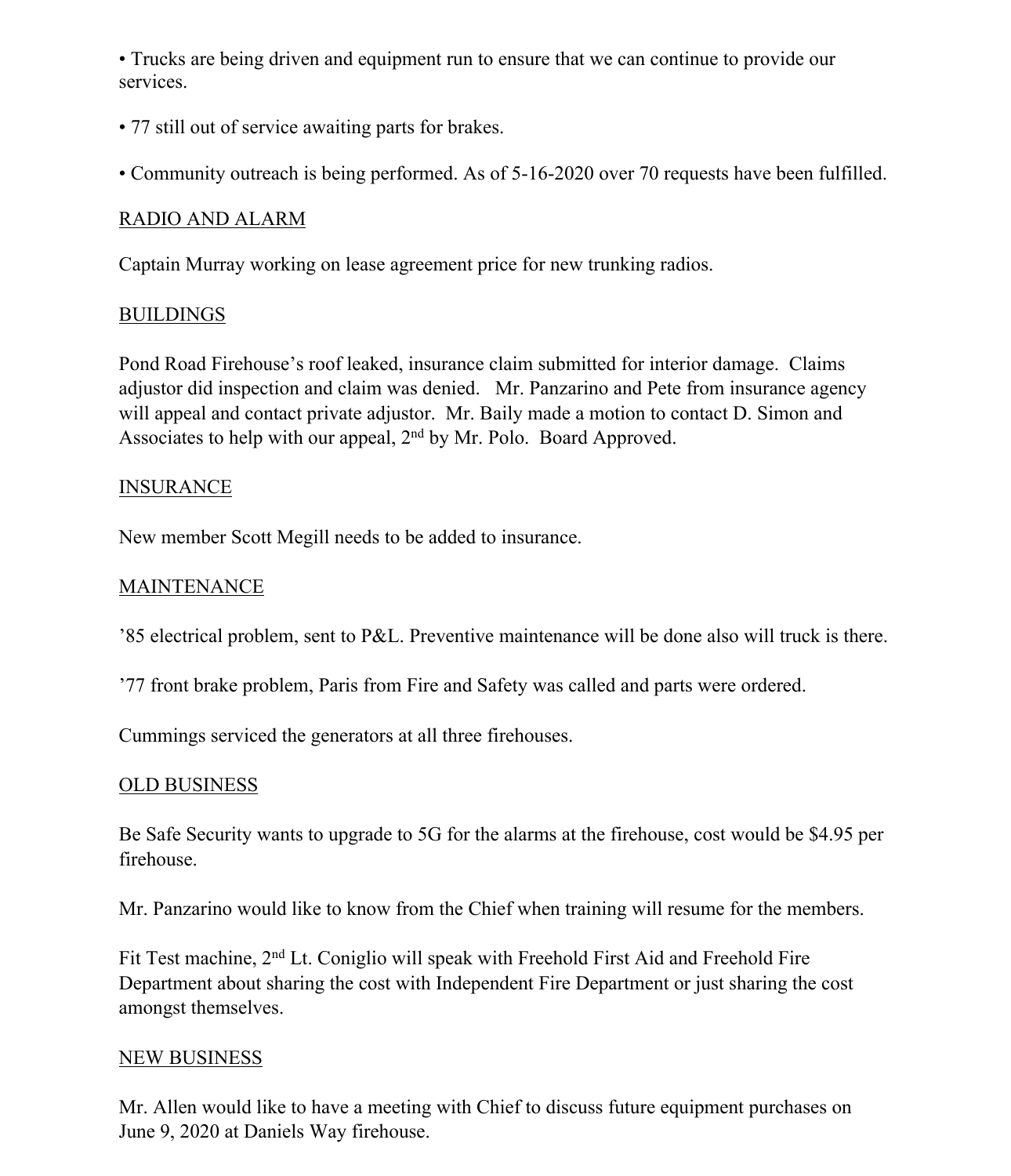- Trucks are being driven and equipment run to ensure that we can continue to provide our services.

- 77 still out of service awaiting parts for brakes.

- Community outreach is being performed. As of 5-16-2020 over 70 requests have been fulfilled.

## RADIO AND ALARM

Captain Murray working on lease agreement price for new trunking radios.

## BUILDINGS

Pond Road Firehouse's roof leaked, insurance claim submitted for interior damage. Claims adjustor did inspection and claim was denied. Mr. Panzarino and Pete from insurance agency will appeal and contact private adjustor. Mr. Baily made a motion to contact D. Simon and Associates to help with our appeal, 2nd by Mr. Polo. Board Approved.

## INSURANCE

New member Scott Megill needs to be added to insurance.

## MAINTENANCE

'85 electrical problem, sent to P&L. Preventive maintenance will be done also will truck is there.

'77 front brake problem, Paris from Fire and Safety was called and parts were ordered.

Cummings serviced the generators at all three firehouses.

## OLD BUSINESS

Be Safe Security wants to upgrade to 5G for the alarms at the firehouse, cost would be $4.95 per firehouse.

Mr. Panzarino would like to know from the Chief when training will resume for the members.

Fit Test machine, 2nd Lt. Coniglio will speak with Freehold First Aid and Freehold Fire Department about sharing the cost with Independent Fire Department or just sharing the cost amongst themselves.

## NEW BUSINESS

Mr. Allen would like to have a meeting with Chief to discuss future equipment purchases on June 9, 2020 at Daniels Way firehouse.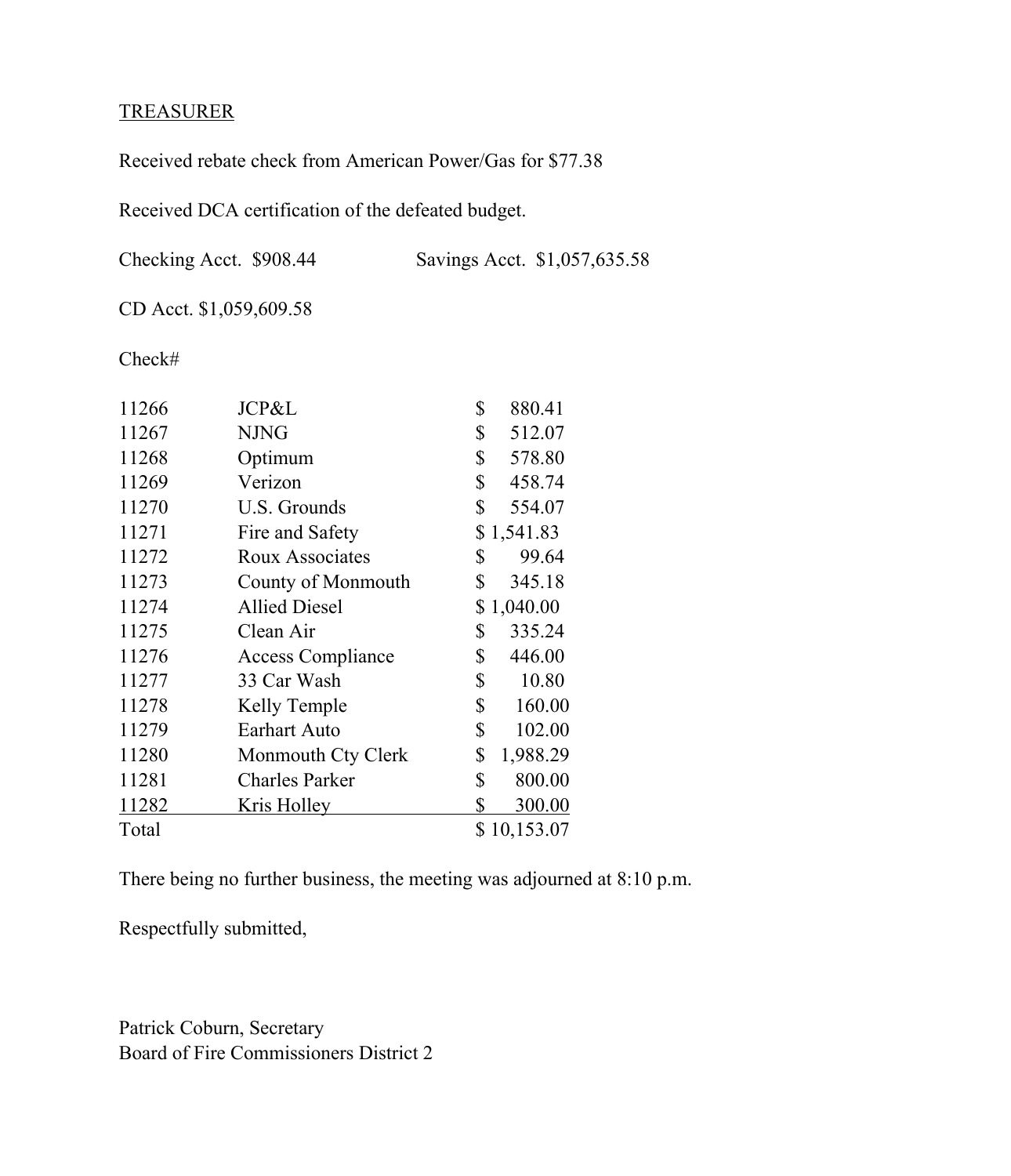TREASURER

Received rebate check from American Power/Gas for $77.38

Received DCA certification of the defeated budget.

Checking Acct. $908.44 Savings Acct. $1,057,635.58

CD Acct. $1,059,609.58

Check#

| | | |
|---|---|---|
| 11266 | JCP&L | $ 880.41 |
| 11267 | NJNG | $ 512.07 |
| 11268 | Optimum | $ 578.80 |
| 11269 | Verizon | $ 458.74 |
| 11270 | U.S. Grounds | $ 554.07 |
| 11271 | Fire and Safety | $ 1,541.83 |
| 11272 | Roux Associates | $ 99.64 |
| 11273 | County of Monmouth | $ 345.18 |
| 11274 | Allied Diesel | $ 1,040.00 |
| 11275 | Clean Air | $ 335.24 |
| 11276 | Access Compliance | $ 446.00 |
| 11277 | 33 Car Wash | $ 10.80 |
| 11278 | Kelly Temple | $ 160.00 |
| 11279 | Earhart Auto | $ 102.00 |
| 11280 | Monmouth Cty Clerk | $ 1,988.29 |
| 11281 | Charles Parker | $ 800.00 |
| 11282 | Kris Holley | $ 300.00 |
| Total | | $ 10,153.07 |

There being no further business, the meeting was adjourned at 8:10 p.m.

Respectfully submitted,

Patrick Coburn, Secretary
Board of Fire Commissioners District 2